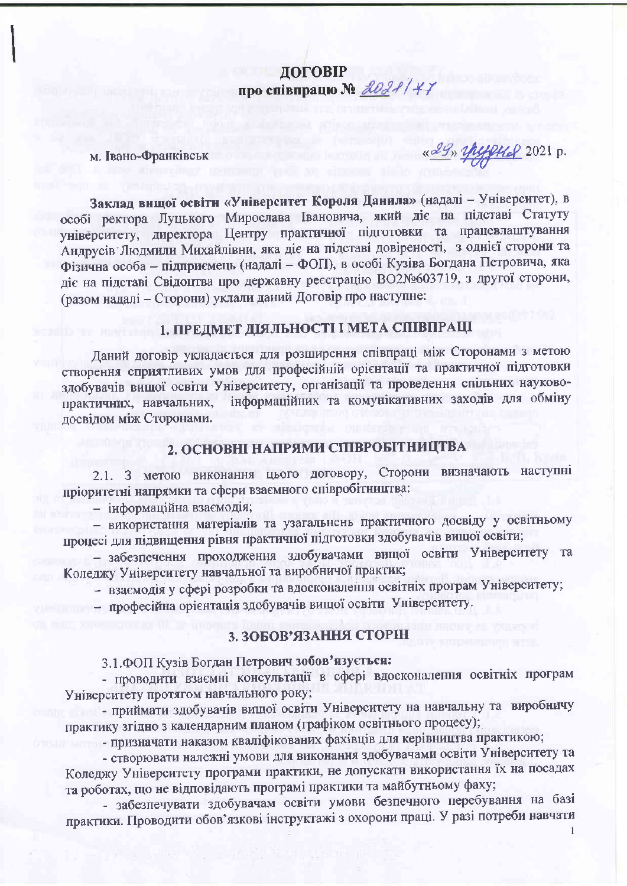# ДОГОВІР
## про співпрацю № 2021/47

м. Івано-Франківськ «29» червня 2021 р.

**Заклад вищої освіти «Університет Короля Данила»** (надалі – Університет), в особі ректора Луцького Мирослава Івановича, який діє на підставі Статуту університету, директора Центру практичної підготовки та працевлаштування Андрусів Людмили Михайлівни, яка діє на підставі довіреності, з однієї сторони та Фізична особа – підприємець (надалі – ФОП), в особі Кузіва Богдана Петровича, яка діє на підставі Свідоцтва про державну реєстрацію ВО2№603719, з другої сторони, (разом надалі – Сторони) уклали даний Договір про наступне:

## 1. ПРЕДМЕТ ДІЯЛЬНОСТІ І МЕТА СПІВПРАЦІ

Даний договір укладається для розширення співпраці між Сторонами з метою створення сприятливих умов для професійній орієнтації та практичної підготовки здобувачів вищої освіти Університету, організації та проведення спільних науково-практичних, навчальних, інформаційних та комунікативних заходів для обміну досвідом між Сторонами.

## 2. ОСНОВНІ НАПРЯМИ СПІВРОБІТНИЦТВА

2.1. З метою виконання цього договору, Сторони визначають наступні пріоритетні напрямки та сфери взаємного співробітництва:

- інформаційна взаємодія;
- використання матеріалів та узагальнень практичного досвіду у освітньому процесі для підвищення рівня практичної підготовки здобувачів вищої освіти;
- забезпечення проходження здобувачами вищої освіти Університету та Коледжу Університету навчальної та виробничої практик;
- взаємодія у сфері розробки та вдосконалення освітніх програм Університету;
- професійна орієнтація здобувачів вищої освіти Університету.

## 3. ЗОБОВ'ЯЗАННЯ СТОРІН

3.1.ФОП Кузів Богдан Петрович зобов'язується:

- проводити взаємні консультації в сфері вдосконалення освітніх програм Університету протягом навчального року;
- приймати здобувачів вищої освіти Університету на навчальну та виробничу практику згідно з календарним планом (графіком освітнього процесу);
- призначати наказом кваліфікованих фахівців для керівництва практикою;
- створювати належні умови для виконання здобувачами освіти Університету та Коледжу Університету програми практики, не допускати використання їх на посадах та роботах, що не відповідають програмі практики та майбутньому фаху;
- забезпечувати здобувачам освіти умови безпечного перебування на базі практики. Проводити обов'язкові інструктажі з охорони праці. У разі потреби навчати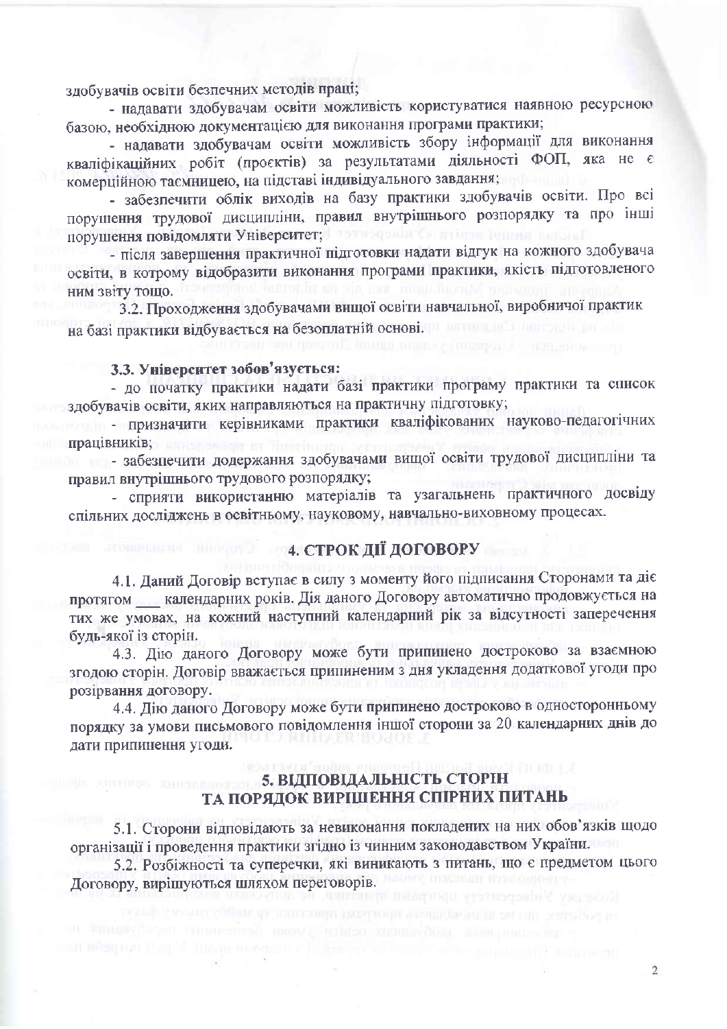здобувачів освіти безпечних методів праці;

- надавати здобувачам освіти можливість користуватися наявною ресурсною базою, необхідною документацією для виконання програми практики;
- надавати здобувачам освіти можливість збору інформації для виконання кваліфікаційних робіт (проєктів) за результатами діяльності ФОП, яка не є комерційною таємницею, на підставі індивідуального завдання;
- забезпечити облік виходів на базу практики здобувачів освіти. Про всі порушення трудової дисципліни, правил внутрішнього розпорядку та про інші порушення повідомляти Університет;
- після завершення практичної підготовки надати відгук на кожного здобувача освіти, в котрому відобразити виконання програми практики, якість підготовленого ним звіту тощо.

3.2. Проходження здобувачами вищої освіти навчальної, виробничої практик на базі практики відбувається на безоплатній основі.

**3.3. Університет зобов'язується:**

- до початку практики надати базі практики програму практики та список здобувачів освіти, яких направляються на практичну підготовку;
- призначити керівниками практики кваліфікованих науково-педагогічних працівників;
- забезпечити додержання здобувачами вищої освіти трудової дисципліни та правил внутрішнього трудового розпорядку;
- сприяти використанню матеріалів та узагальнень практичного досвіду спільних досліджень в освітньому, науковому, навчально-виховному процесах.

## 4. СТРОК ДІЇ ДОГОВОРУ

4.1. Даний Договір вступає в силу з моменту його підписання Сторонами та діє протягом ___ календарних років. Дія даного Договору автоматично продовжується на тих же умовах, на кожний наступний календарний рік за відсутності заперечення будь-якої із сторін.

4.3. Дію даного Договору може бути припинено достроково за взаємною згодою сторін. Договір вважається припиненим з дня укладення додаткової угоди про розірвання договору.

4.4. Дію даного Договору може бути припинено достроково в односторонньому порядку за умови письмового повідомлення іншої сторони за 20 календарних днів до дати припинення угоди.

## 5. ВІДПОВІДАЛЬНІСТЬ СТОРІН ТА ПОРЯДОК ВИРІШЕННЯ СПІРНИХ ПИТАНЬ

5.1. Сторони відповідають за невиконання покладених на них обов'язків щодо організації і проведення практики згідно із чинним законодавством України.

5.2. Розбіжності та суперечки, які виникають з питань, що є предметом цього Договору, вирішуються шляхом переговорів.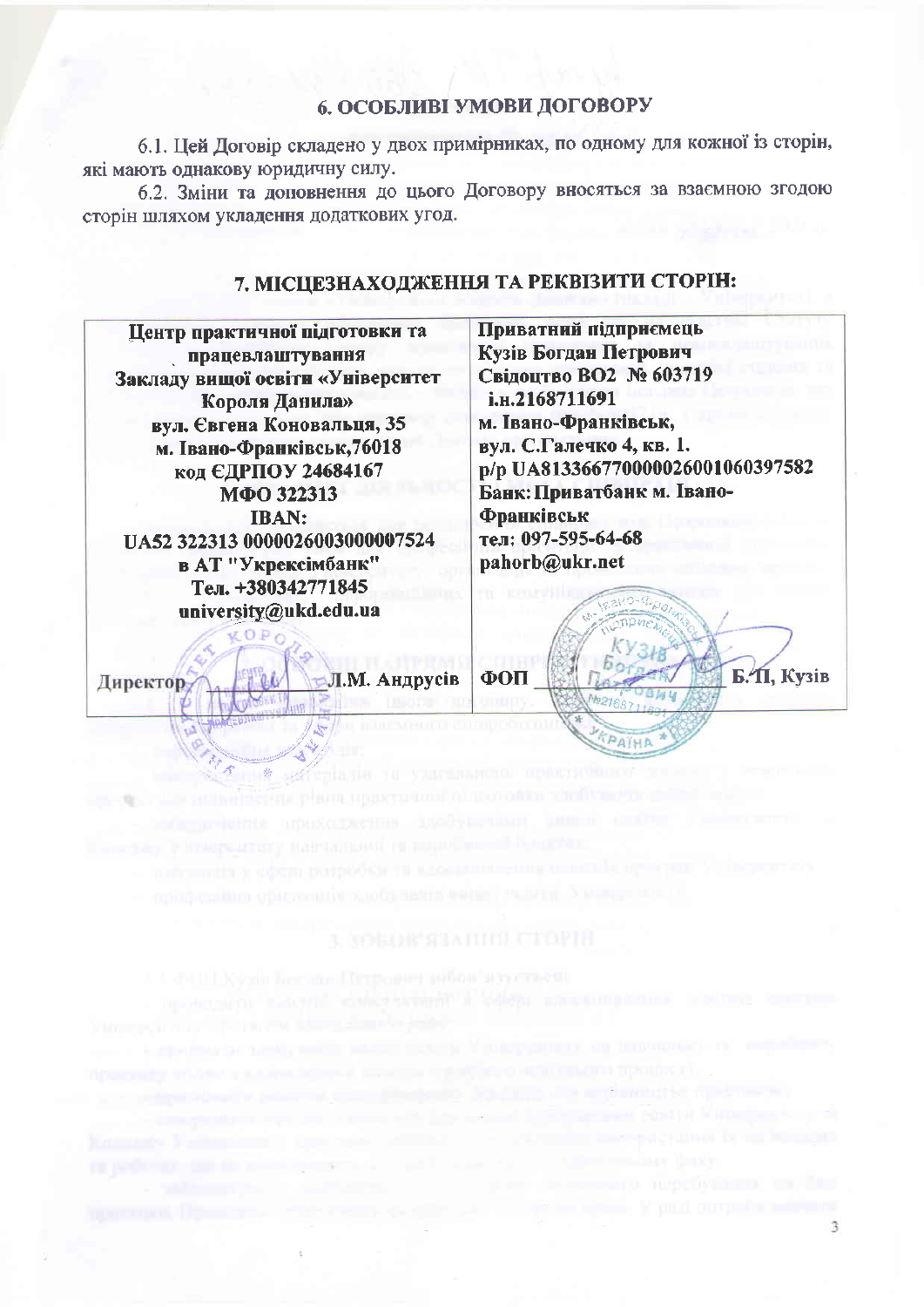## 6. ОСОБЛИВІ УМОВИ ДОГОВОРУ

6.1. Цей Договір складено у двох примірниках, по одному для кожної із сторін, які мають однакову юридичну силу.

6.2. Зміни та доповнення до цього Договору вносяться за взаємною згодою сторін шляхом укладення додаткових угод.

## 7. МІСЦЕЗНАХОДЖЕННЯ ТА РЕКВІЗИТИ СТОРІН:

| | |
|---|---|
| **Центр практичної підготовки та працевлаштування Закладу вищої освіти «Університет Короля Данила»**<br>**вул. Євгена Коновальця, 35**<br>**м. Івано-Франківськ,76018**<br>**код ЄДРПОУ 24684167**<br>**МФО 322313**<br>**IBAN:**<br>**UA52 322313 0000026003000007524**<br>**в АТ "Укрексімбанк"**<br>**Тел. +380342771845**<br>**university@ukd.edu.ua**<br><br>**Директор \_\_\_\_\_\_\_\_ Л.М. Андрусів** | **Приватний підприємець**<br>**Кузів Богдан Петрович**<br>**Свідоцтво ВО2 № 603719**<br>**і.н.2168711691**<br>**м. Івано-Франківськ,**<br>**вул. С.Галечко 4, кв. 1.**<br>**р/р UA813366770000026001060397582**<br>**Банк: Приватбанк м. Івано-Франківськ**<br>**тел: 097-595-64-68**<br>**pahorb@ukr.net**<br><br>**ФОП \_\_\_\_\_\_\_\_ Б.П. Кузів** |